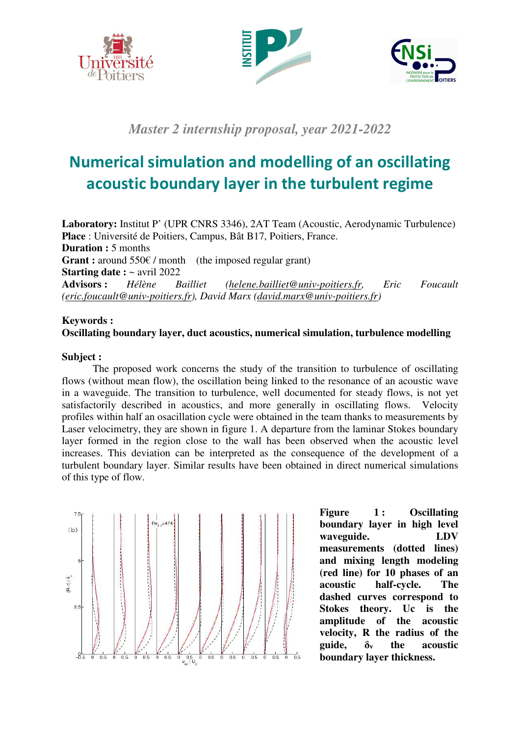*Master 2 internship proposal, year 2021-2022*

# Numerical simulation and modelling of an oscillating acoustic boundary layer in the turbulent regime

**Laboratory:** Institut P' (UPR CNRS 3346), 2AT Team (Acoustic, Aerodynamic Turbulence)
**Place** : Université de Poitiers, Campus, Bât B17, Poitiers, France.
**Duration :** 5 months
**Grant :** around 550€ / month (the imposed regular grant)
**Starting date :** ~ avril 2022
**Advisors :** *Hélène Bailliet (helene.bailliet@univ-poitiers.fr, Eric Foucault (eric.foucault@univ-poitiers.fr), David Marx (david.marx@univ-poitiers.fr)*

**Keywords :**
**Oscillating boundary layer, duct acoustics, numerical simulation, turbulence modelling**

**Subject :**

The proposed work concerns the study of the transition to turbulence of oscillating flows (without mean flow), the oscillation being linked to the resonance of an acoustic wave in a waveguide. The transition to turbulence, well documented for steady flows, is not yet satisfactorily described in acoustics, and more generally in oscillating flows. Velocity profiles within half an osacillation cycle were obtained in the team thanks to measurements by Laser velocimetry, they are shown in figure 1. A departure from the laminar Stokes boundary layer formed in the region close to the wall has been observed when the acoustic level increases. This deviation can be interpreted as the consequence of the development of a turbulent boundary layer. Similar results have been obtained in direct numerical simulations of this type of flow.

**Figure 1 : Oscillating boundary layer in high level waveguide. LDV measurements (dotted lines) and mixing length modeling (red line) for 10 phases of an acoustic half-cycle. The dashed curves correspond to Stokes theory. Uc is the amplitude of the acoustic velocity, R the radius of the guide, $\delta_v$ the acoustic boundary layer thickness.**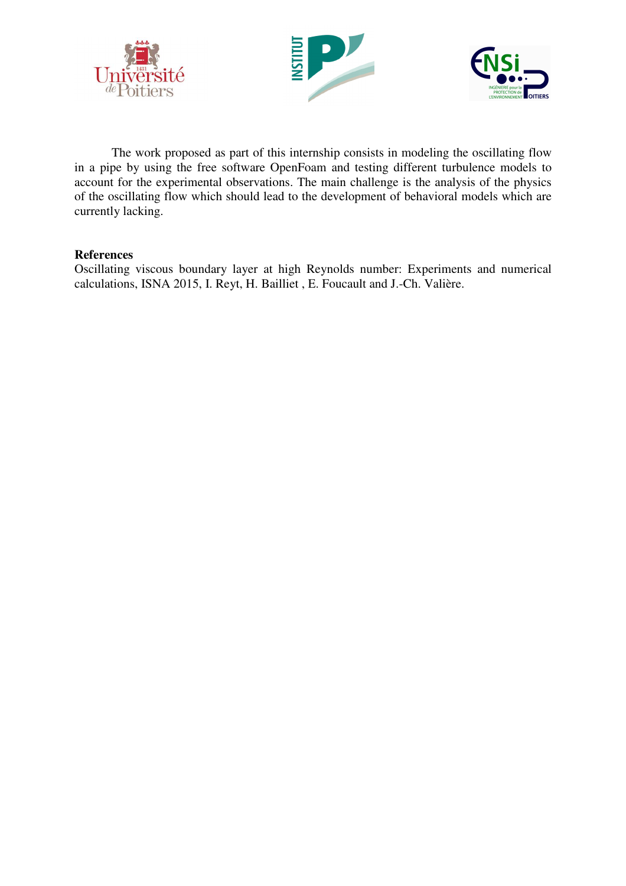The work proposed as part of this internship consists in modeling the oscillating flow in a pipe by using the free software OpenFoam and testing different turbulence models to account for the experimental observations. The main challenge is the analysis of the physics of the oscillating flow which should lead to the development of behavioral models which are currently lacking.

**References**

Oscillating viscous boundary layer at high Reynolds number: Experiments and numerical calculations, ISNA 2015, I. Reyt, H. Bailliet , E. Foucault and J.-Ch. Valière.